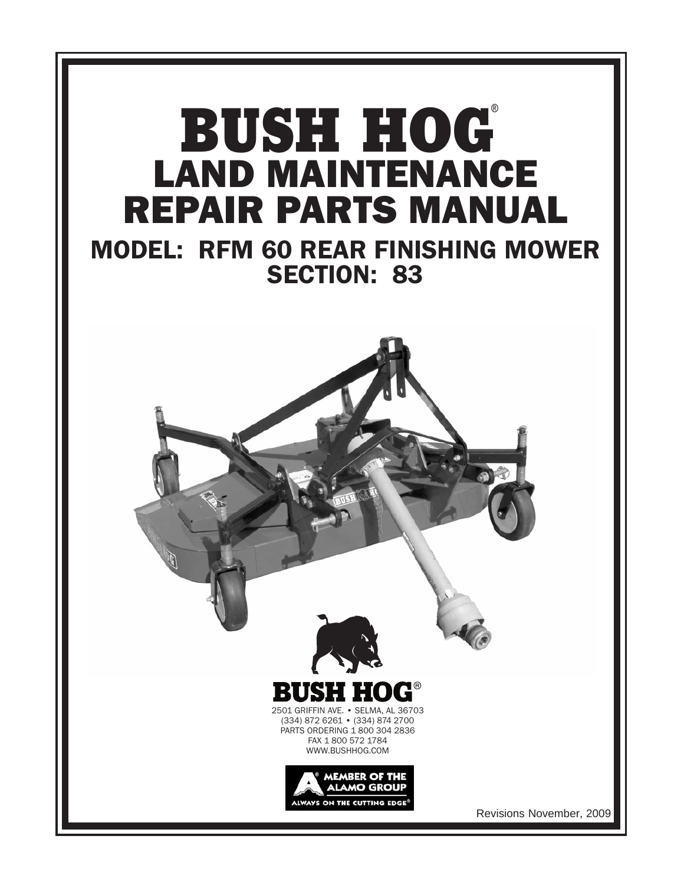# BUSH HOG®

# LAND MAINTENANCE REPAIR PARTS MANUAL

## MODEL: RFM 60 REAR FINISHING MOWER
## SECTION: 83

**BUSH HOG®**

2501 GRIFFIN AVE. • SELMA, AL 36703
(334) 872 6261 • (334) 874 2700
PARTS ORDERING 1 800 304 2836
FAX 1 800 572 1784
WWW.BUSHHOG.COM

MEMBER OF THE ALAMO GROUP
ALWAYS ON THE CUTTING EDGE®

Revisions November, 2009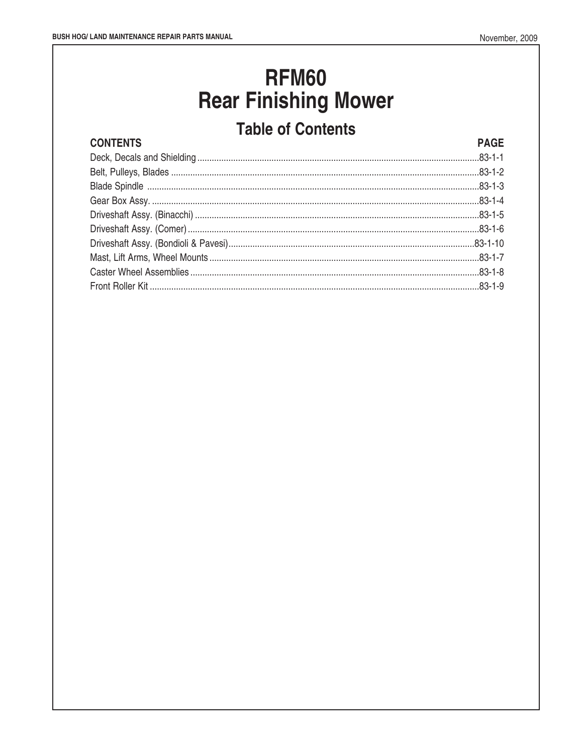# RFM60
# Rear Finishing Mower

## Table of Contents

| CONTENTS | PAGE |
|---|---|
| Deck, Decals and Shielding | 83-1-1 |
| Belt, Pulleys, Blades | 83-1-2 |
| Blade Spindle | 83-1-3 |
| Gear Box Assy. | 83-1-4 |
| Driveshaft Assy. (Binacchi) | 83-1-5 |
| Driveshaft Assy. (Comer) | 83-1-6 |
| Driveshaft Assy. (Bondioli & Pavesi) | 83-1-10 |
| Mast, Lift Arms, Wheel Mounts | 83-1-7 |
| Caster Wheel Assemblies | 83-1-8 |
| Front Roller Kit | 83-1-9 |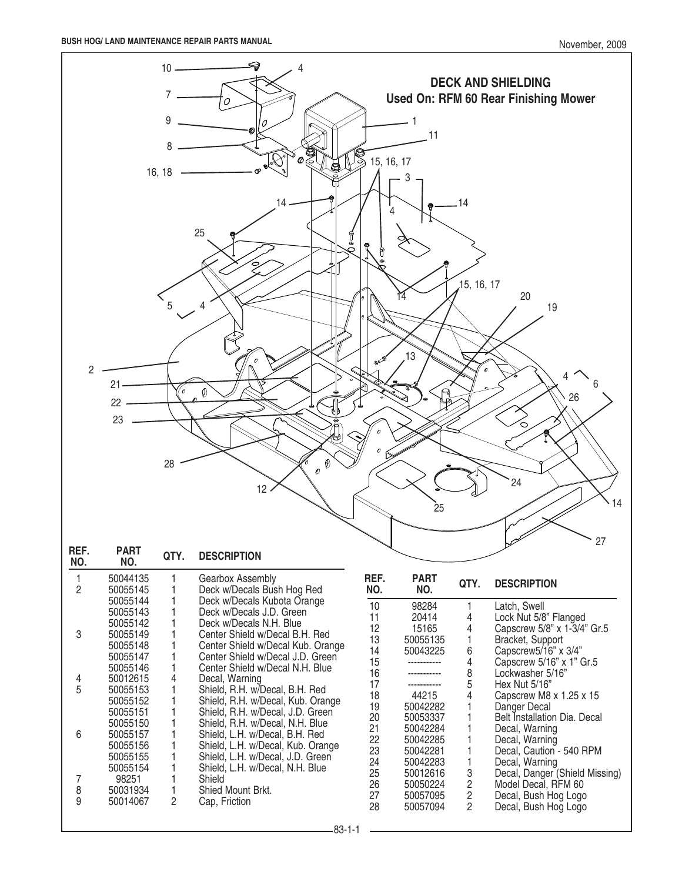## DECK AND SHIELDING
### Used On: RFM 60 Rear Finishing Mower

| REF. NO. | PART NO. | QTY. | DESCRIPTION |
|---|---|---|---|
| 1 | 50044135 | 1 | Gearbox Assembly |
| 2 | 50055145 | 1 | Deck w/Decals Bush Hog Red |
| | 50055144 | 1 | Deck w/Decals Kubota Orange |
| | 50055143 | 1 | Deck w/Decals J.D. Green |
| | 50055142 | 1 | Deck w/Decals N.H. Blue |
| 3 | 50055149 | 1 | Center Shield w/Decal B.H. Red |
| | 50055148 | 1 | Center Shield w/Decal Kub. Orange |
| | 50055147 | 1 | Center Shield w/Decal J.D. Green |
| | 50055146 | 1 | Center Shield w/Decal N.H. Blue |
| 4 | 50012615 | 4 | Decal, Warning |
| 5 | 50055153 | 1 | Shield, R.H. w/Decal, B.H. Red |
| | 50055152 | 1 | Shield, R.H. w/Decal, Kub. Orange |
| | 50055151 | 1 | Shield, R.H. w/Decal, J.D. Green |
| | 50055150 | 1 | Shield, R.H. w/Decal, N.H. Blue |
| 6 | 50055157 | 1 | Shield, L.H. w/Decal, B.H. Red |
| | 50055156 | 1 | Shield, L.H. w/Decal, Kub. Orange |
| | 50055155 | 1 | Shield, L.H. w/Decal, J.D. Green |
| | 50055154 | 1 | Shield, L.H. w/Decal, N.H. Blue |
| 7 | 98251 | 1 | Shield |
| 8 | 50031934 | 1 | Shied Mount Brkt. |
| 9 | 50014067 | 2 | Cap, Friction |

| REF. NO. | PART NO. | QTY. | DESCRIPTION |
|---|---|---|---|
| 10 | 98284 | 1 | Latch, Swell |
| 11 | 20414 | 4 | Lock Nut 5/8" Flanged |
| 12 | 15165 | 4 | Capscrew 5/8" x 1-3/4" Gr.5 |
| 13 | 50055135 | 1 | Bracket, Support |
| 14 | 50043225 | 6 | Capscrew5/16" x 3/4" |
| 15 | ----------- | 4 | Capscrew 5/16" x 1" Gr.5 |
| 16 | ----------- | 8 | Lockwasher 5/16" |
| 17 | ----------- | 5 | Hex Nut 5/16" |
| 18 | 44215 | 4 | Capscrew M8 x 1.25 x 15 |
| 19 | 50042282 | 1 | Danger Decal |
| 20 | 50053337 | 1 | Belt Installation Dia. Decal |
| 21 | 50042284 | 1 | Decal, Warning |
| 22 | 50042285 | 1 | Decal, Warning |
| 23 | 50042281 | 1 | Decal, Caution - 540 RPM |
| 24 | 50042283 | 1 | Decal, Warning |
| 25 | 50012616 | 3 | Decal, Danger (Shield Missing) |
| 26 | 50050224 | 2 | Model Decal, RFM 60 |
| 27 | 50057095 | 2 | Decal, Bush Hog Logo |
| 28 | 50057094 | 2 | Decal, Bush Hog Logo |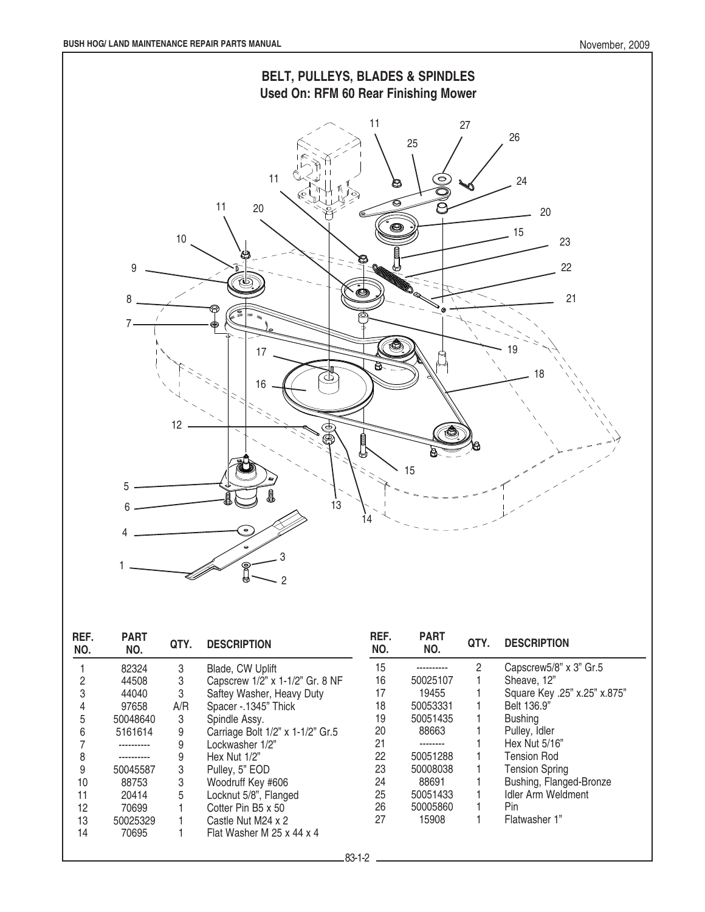## BELT, PULLEYS, BLADES & SPINDLES
### Used On: RFM 60 Rear Finishing Mower

11
27
25
26
24
11
20
11
20
10
15
23
9
22
8
21
7
19
17
18
16
12
15
5
13
14
6
4
3
1
2

| REF. NO. | PART NO. | QTY. | DESCRIPTION |
|---|---|---|---|
| 1 | 82324 | 3 | Blade, CW Uplift |
| 2 | 44508 | 3 | Capscrew 1/2" x 1-1/2" Gr. 8 NF |
| 3 | 44040 | 3 | Saftey Washer, Heavy Duty |
| 4 | 97658 | A/R | Spacer -.1345" Thick |
| 5 | 50048640 | 3 | Spindle Assy. |
| 6 | 5161614 | 9 | Carriage Bolt 1/2" x 1-1/2" Gr.5 |
| 7 | ---------- | 9 | Lockwasher 1/2" |
| 8 | ---------- | 9 | Hex Nut 1/2" |
| 9 | 50045587 | 3 | Pulley, 5" EOD |
| 10 | 88753 | 3 | Woodruff Key #606 |
| 11 | 20414 | 5 | Locknut 5/8", Flanged |
| 12 | 70699 | 1 | Cotter Pin B5 x 50 |
| 13 | 50025329 | 1 | Castle Nut M24 x 2 |
| 14 | 70695 | 1 | Flat Washer M 25 x 44 x 4 |
| 15 | ---------- | 2 | Capscrew5/8" x 3" Gr.5 |
| 16 | 50025107 | 1 | Sheave, 12" |
| 17 | 19455 | 1 | Square Key .25" x.25" x.875" |
| 18 | 50053331 | 1 | Belt 136.9" |
| 19 | 50051435 | 1 | Bushing |
| 20 | 88663 | 1 | Pulley, Idler |
| 21 | -------- | 1 | Hex Nut 5/16" |
| 22 | 50051288 | 1 | Tension Rod |
| 23 | 50008038 | 1 | Tension Spring |
| 24 | 88691 | 1 | Bushing, Flanged-Bronze |
| 25 | 50051433 | 1 | Idler Arm Weldment |
| 26 | 50005860 | 1 | Pin |
| 27 | 15908 | 1 | Flatwasher 1" |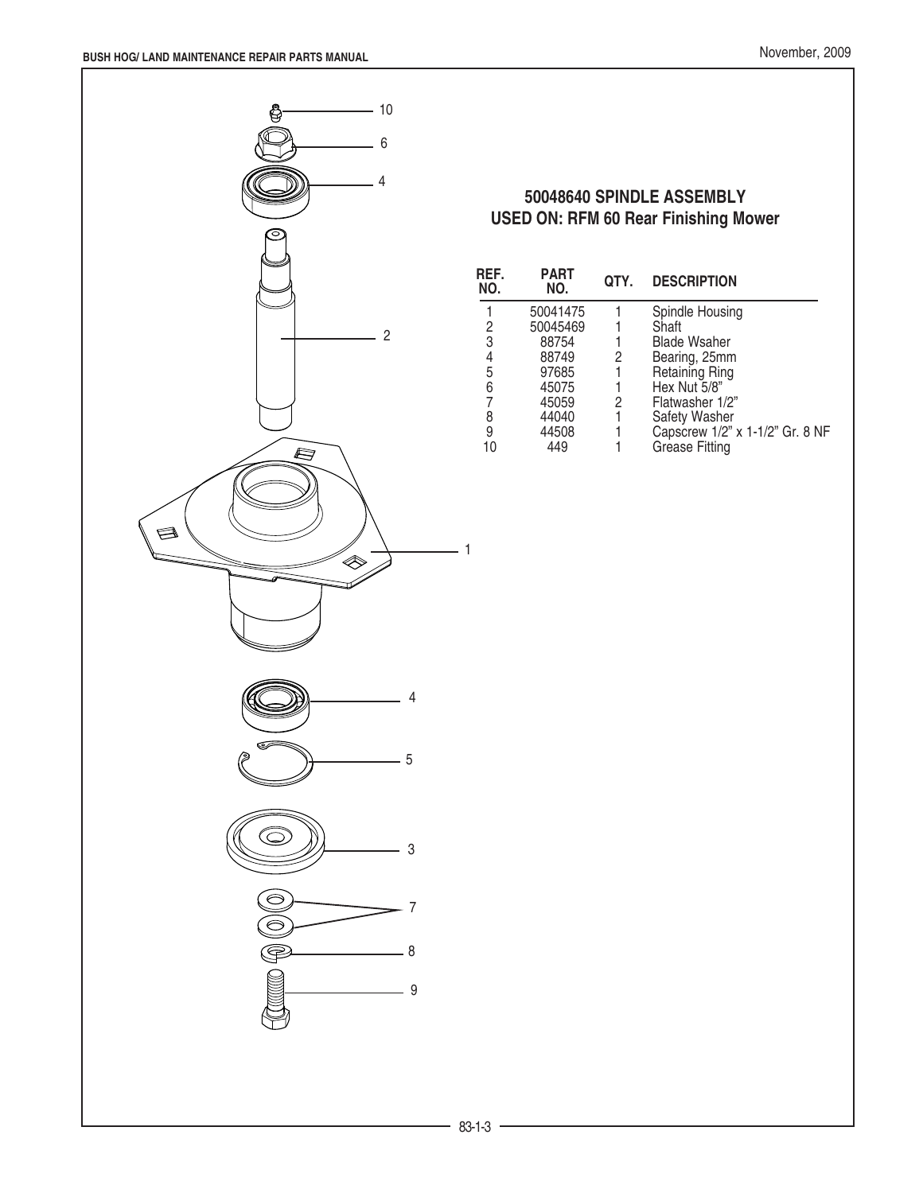## 50048640 SPINDLE ASSEMBLY
## USED ON: RFM 60 Rear Finishing Mower

| REF. NO. | PART NO. | QTY. | DESCRIPTION |
|---|---|---|---|
| 1 | 50041475 | 1 | Spindle Housing |
| 2 | 50045469 | 1 | Shaft |
| 3 | 88754 | 1 | Blade Wsaher |
| 4 | 88749 | 2 | Bearing, 25mm |
| 5 | 97685 | 1 | Retaining Ring |
| 6 | 45075 | 1 | Hex Nut 5/8" |
| 7 | 45059 | 2 | Flatwasher 1/2" |
| 8 | 44040 | 1 | Safety Washer |
| 9 | 44508 | 1 | Capscrew 1/2" x 1-1/2" Gr. 8 NF |
| 10 | 449 | 1 | Grease Fitting |

10
6
4
2
1
4
5
3
7
8
9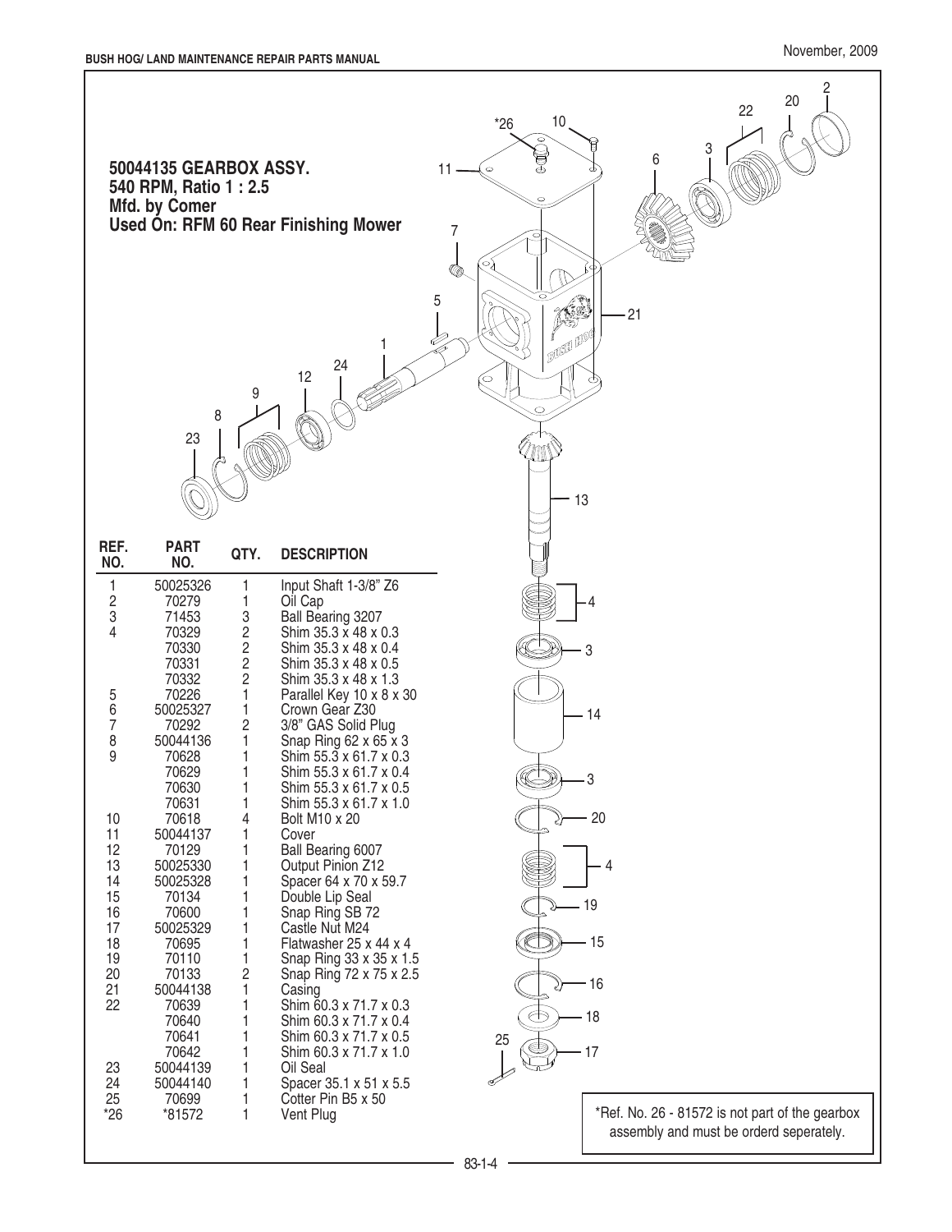## 50044135 GEARBOX ASSY.
**540 RPM, Ratio 1 : 2.5**
**Mfd. by Comer**
**Used On: RFM 60 Rear Finishing Mower**

| REF. NO. | PART NO. | QTY. | DESCRIPTION |
|---|---|---|---|
| 1 | 50025326 | 1 | Input Shaft 1-3/8" Z6 |
| 2 | 70279 | 1 | Oil Cap |
| 3 | 71453 | 3 | Ball Bearing 3207 |
| 4 | 70329 | 2 | Shim 35.3 x 48 x 0.3 |
| | 70330 | 2 | Shim 35.3 x 48 x 0.4 |
| | 70331 | 2 | Shim 35.3 x 48 x 0.5 |
| | 70332 | 2 | Shim 35.3 x 48 x 1.3 |
| 5 | 70226 | 1 | Parallel Key 10 x 8 x 30 |
| 6 | 50025327 | 1 | Crown Gear Z30 |
| 7 | 70292 | 2 | 3/8" GAS Solid Plug |
| 8 | 50044136 | 1 | Snap Ring 62 x 65 x 3 |
| 9 | 70628 | 1 | Shim 55.3 x 61.7 x 0.3 |
| | 70629 | 1 | Shim 55.3 x 61.7 x 0.4 |
| | 70630 | 1 | Shim 55.3 x 61.7 x 0.5 |
| | 70631 | 1 | Shim 55.3 x 61.7 x 1.0 |
| 10 | 70618 | 4 | Bolt M10 x 20 |
| 11 | 50044137 | 1 | Cover |
| 12 | 70129 | 1 | Ball Bearing 6007 |
| 13 | 50025330 | 1 | Output Pinion Z12 |
| 14 | 50025328 | 1 | Spacer 64 x 70 x 59.7 |
| 15 | 70134 | 1 | Double Lip Seal |
| 16 | 70600 | 1 | Snap Ring SB 72 |
| 17 | 50025329 | 1 | Castle Nut M24 |
| 18 | 70695 | 1 | Flatwasher 25 x 44 x 4 |
| 19 | 70110 | 1 | Snap Ring 33 x 35 x 1.5 |
| 20 | 70133 | 2 | Snap Ring 72 x 75 x 2.5 |
| 21 | 50044138 | 1 | Casing |
| 22 | 70639 | 1 | Shim 60.3 x 71.7 x 0.3 |
| | 70640 | 1 | Shim 60.3 x 71.7 x 0.4 |
| | 70641 | 1 | Shim 60.3 x 71.7 x 0.5 |
| | 70642 | 1 | Shim 60.3 x 71.7 x 1.0 |
| 23 | 50044139 | 1 | Oil Seal |
| 24 | 50044140 | 1 | Spacer 35.1 x 51 x 5.5 |
| 25 | 70699 | 1 | Cotter Pin B5 x 50 |
| *26 | *81572 | 1 | Vent Plug |

*Ref. No. 26 - 81572 is not part of the gearbox assembly and must be orderd seperately.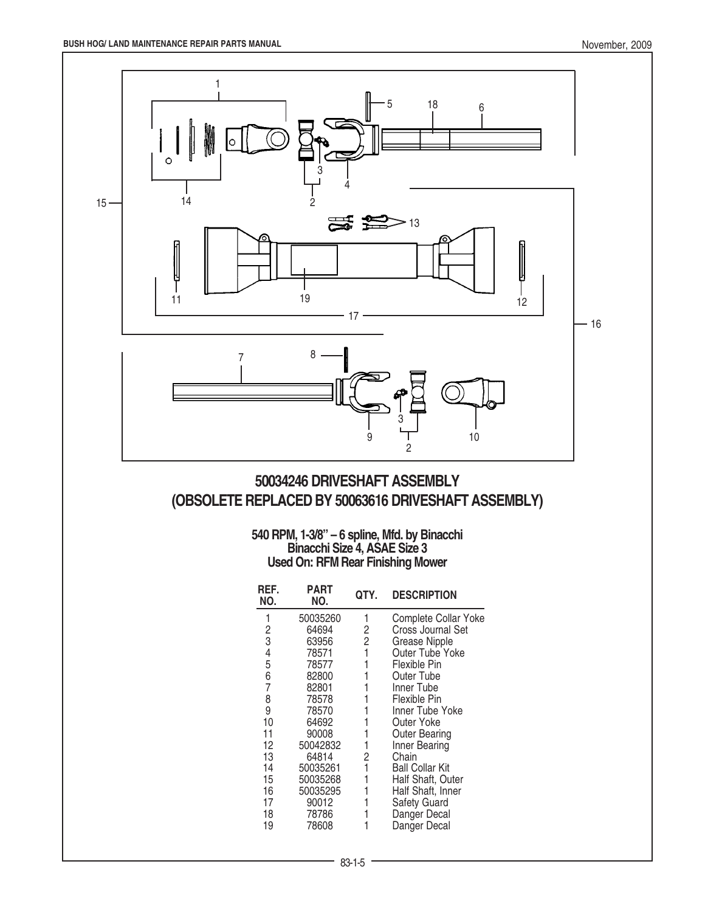## 50034246 DRIVESHAFT ASSEMBLY (OBSOLETE REPLACED BY 50063616 DRIVESHAFT ASSEMBLY)

**540 RPM, 1-3/8" – 6 spline, Mfd. by Binacchi**
**Binacchi Size 4, ASAE Size 3**
**Used On: RFM Rear Finishing Mower**

| REF. NO. | PART NO. | QTY. | DESCRIPTION |
|---|---|---|---|
| 1 | 50035260 | 1 | Complete Collar Yoke |
| 2 | 64694 | 2 | Cross Journal Set |
| 3 | 63956 | 2 | Grease Nipple |
| 4 | 78571 | 1 | Outer Tube Yoke |
| 5 | 78577 | 1 | Flexible Pin |
| 6 | 82800 | 1 | Outer Tube |
| 7 | 82801 | 1 | Inner Tube |
| 8 | 78578 | 1 | Flexible Pin |
| 9 | 78570 | 1 | Inner Tube Yoke |
| 10 | 64692 | 1 | Outer Yoke |
| 11 | 90008 | 1 | Outer Bearing |
| 12 | 50042832 | 1 | Inner Bearing |
| 13 | 64814 | 2 | Chain |
| 14 | 50035261 | 1 | Ball Collar Kit |
| 15 | 50035268 | 1 | Half Shaft, Outer |
| 16 | 50035295 | 1 | Half Shaft, Inner |
| 17 | 90012 | 1 | Safety Guard |
| 18 | 78786 | 1 | Danger Decal |
| 19 | 78608 | 1 | Danger Decal |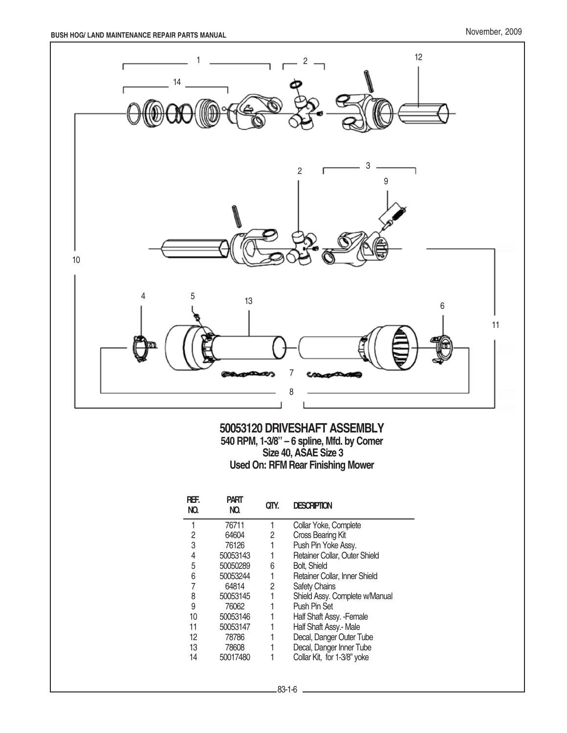1
2
12
14
2
3
9
10
4
5
13
6
11
7
8

## 50053120 DRIVESHAFT ASSEMBLY

**540 RPM, 1-3/8" – 6 spline, Mfd. by Comer**
**Size 40, ASAE Size 3**
**Used On: RFM Rear Finishing Mower**

| REF. NO. | PART NO. | QTY. | DESCRIPTION |
|---|---|---|---|
| 1 | 76711 | 1 | Collar Yoke, Complete |
| 2 | 64604 | 2 | Cross Bearing Kit |
| 3 | 76126 | 1 | Push Pin Yoke Assy. |
| 4 | 50053143 | 1 | Retainer Collar, Outer Shield |
| 5 | 50050289 | 6 | Bolt, Shield |
| 6 | 50053244 | 1 | Retainer Collar, Inner Shield |
| 7 | 64814 | 2 | Safety Chains |
| 8 | 50053145 | 1 | Shield Assy. Complete w/Manual |
| 9 | 76062 | 1 | Push Pin Set |
| 10 | 50053146 | 1 | Half Shaft Assy. -Female |
| 11 | 50053147 | 1 | Half Shaft Assy.- Male |
| 12 | 78786 | 1 | Decal, Danger Outer Tube |
| 13 | 78608 | 1 | Decal, Danger Inner Tube |
| 14 | 50017480 | 1 | Collar Kit, for 1-3/8" yoke |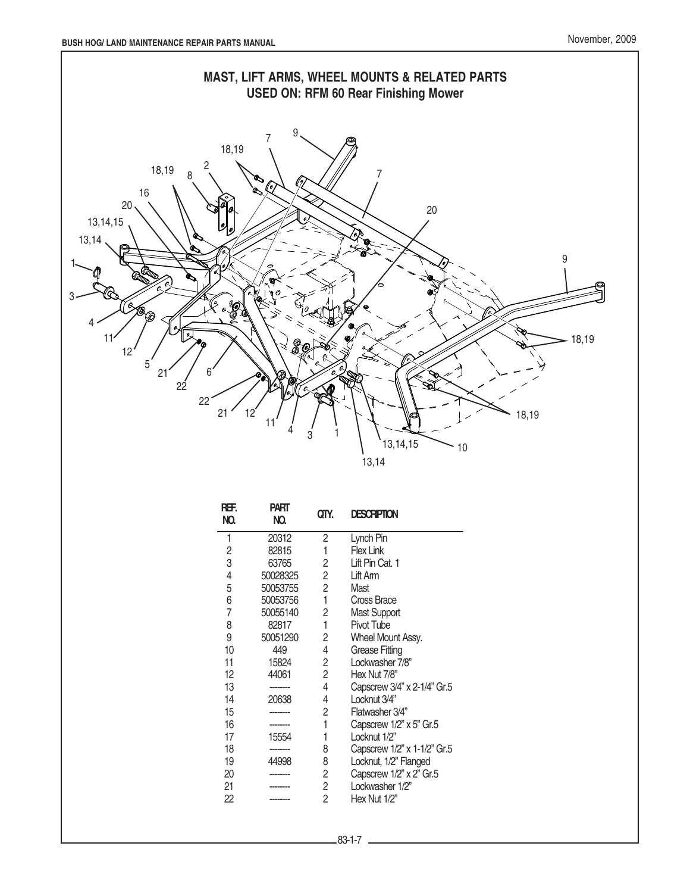# MAST, LIFT ARMS, WHEEL MOUNTS & RELATED PARTS

## USED ON: RFM 60 Rear Finishing Mower

9
7
18,19
18,19
8
2
7
16
20
20
13,14,15
13,14
9
1
3
4
11
12
5
21
6
22
18,19
22
21
12
11
4
3
1
13,14,15
10
13,14
18,19

| REF. NO. | PART NO. | QTY. | DESCRIPTION |
|---|---|---|---|
| 1 | 20312 | 2 | Lynch Pin |
| 2 | 82815 | 1 | Flex Link |
| 3 | 63765 | 2 | Lift Pin Cat. 1 |
| 4 | 50028325 | 2 | Lift Arm |
| 5 | 50053755 | 2 | Mast |
| 6 | 50053756 | 1 | Cross Brace |
| 7 | 50055140 | 2 | Mast Support |
| 8 | 82817 | 1 | Pivot Tube |
| 9 | 50051290 | 2 | Wheel Mount Assy. |
| 10 | 449 | 4 | Grease Fitting |
| 11 | 15824 | 2 | Lockwasher 7/8" |
| 12 | 44061 | 2 | Hex Nut 7/8" |
| 13 | -------- | 4 | Capscrew 3/4" x 2-1/4" Gr.5 |
| 14 | 20638 | 4 | Locknut 3/4" |
| 15 | -------- | 2 | Flatwasher 3/4" |
| 16 | -------- | 1 | Capscrew 1/2" x 5" Gr.5 |
| 17 | 15554 | 1 | Locknut 1/2" |
| 18 | -------- | 8 | Capscrew 1/2" x 1-1/2" Gr.5 |
| 19 | 44998 | 8 | Locknut, 1/2" Flanged |
| 20 | -------- | 2 | Capscrew 1/2" x 2" Gr.5 |
| 21 | -------- | 2 | Lockwasher 1/2" |
| 22 | -------- | 2 | Hex Nut 1/2" |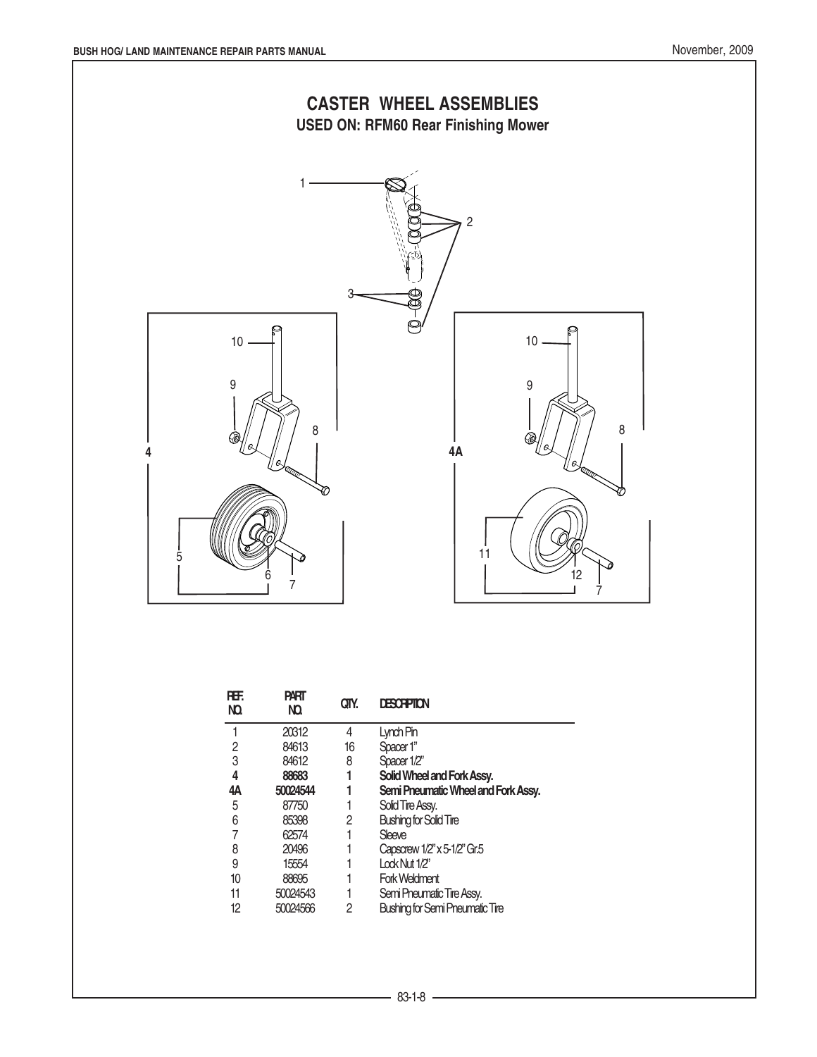# CASTER WHEEL ASSEMBLIES

## USED ON: RFM60 Rear Finishing Mower

1
2
3
10
9
8
4
5
6
7
10
9
8
4A
11
12
7

| REF. NO. | PART NO. | QTY. | DESCRIPTION |
|---|---|---|---|
| 1 | 20312 | 4 | Lynch Pin |
| 2 | 84613 | 16 | Spacer 1" |
| 3 | 84612 | 8 | Spacer 1/2" |
| **4** | **88683** | **1** | **Solid Wheel and Fork Assy.** |
| **4A** | **50024544** | **1** | **Semi Pneumatic Wheel and Fork Assy.** |
| 5 | 87750 | 1 | Solid Tire Assy. |
| 6 | 85398 | 2 | Bushing for Solid Tire |
| 7 | 62574 | 1 | Sleeve |
| 8 | 20496 | 1 | Capscrew 1/2" x 5-1/2" Gr.5 |
| 9 | 15554 | 1 | Lock Nut 1/2" |
| 10 | 88695 | 1 | Fork Weldment |
| 11 | 50024543 | 1 | Semi Pneumatic Tire Assy. |
| 12 | 50024566 | 2 | Bushing for Semi Pneumatic Tire |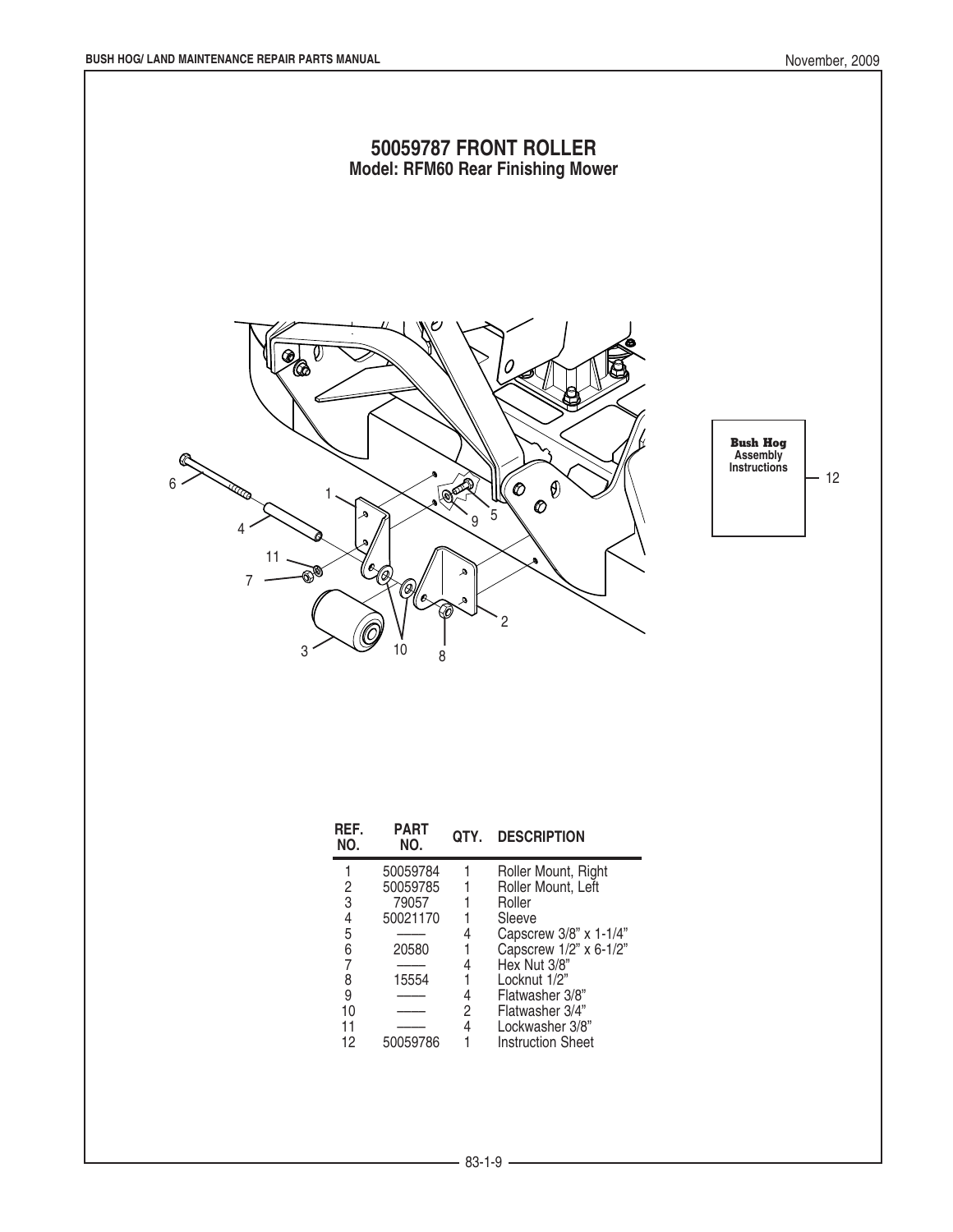# 50059787 FRONT ROLLER

## Model: RFM60 Rear Finishing Mower

| REF. NO. | PART NO. | QTY. | DESCRIPTION |
|---|---|---|---|
| 1 | 50059784 | 1 | Roller Mount, Right |
| 2 | 50059785 | 1 | Roller Mount, Left |
| 3 | 79057 | 1 | Roller |
| 4 | 50021170 | 1 | Sleeve |
| 5 | —— | 4 | Capscrew 3/8" x 1-1/4" |
| 6 | 20580 | 1 | Capscrew 1/2" x 6-1/2" |
| 7 | —— | 4 | Hex Nut 3/8" |
| 8 | 15554 | 1 | Locknut 1/2" |
| 9 | —— | 4 | Flatwasher 3/8" |
| 10 | —— | 2 | Flatwasher 3/4" |
| 11 | —— | 4 | Lockwasher 3/8" |
| 12 | 50059786 | 1 | Instruction Sheet |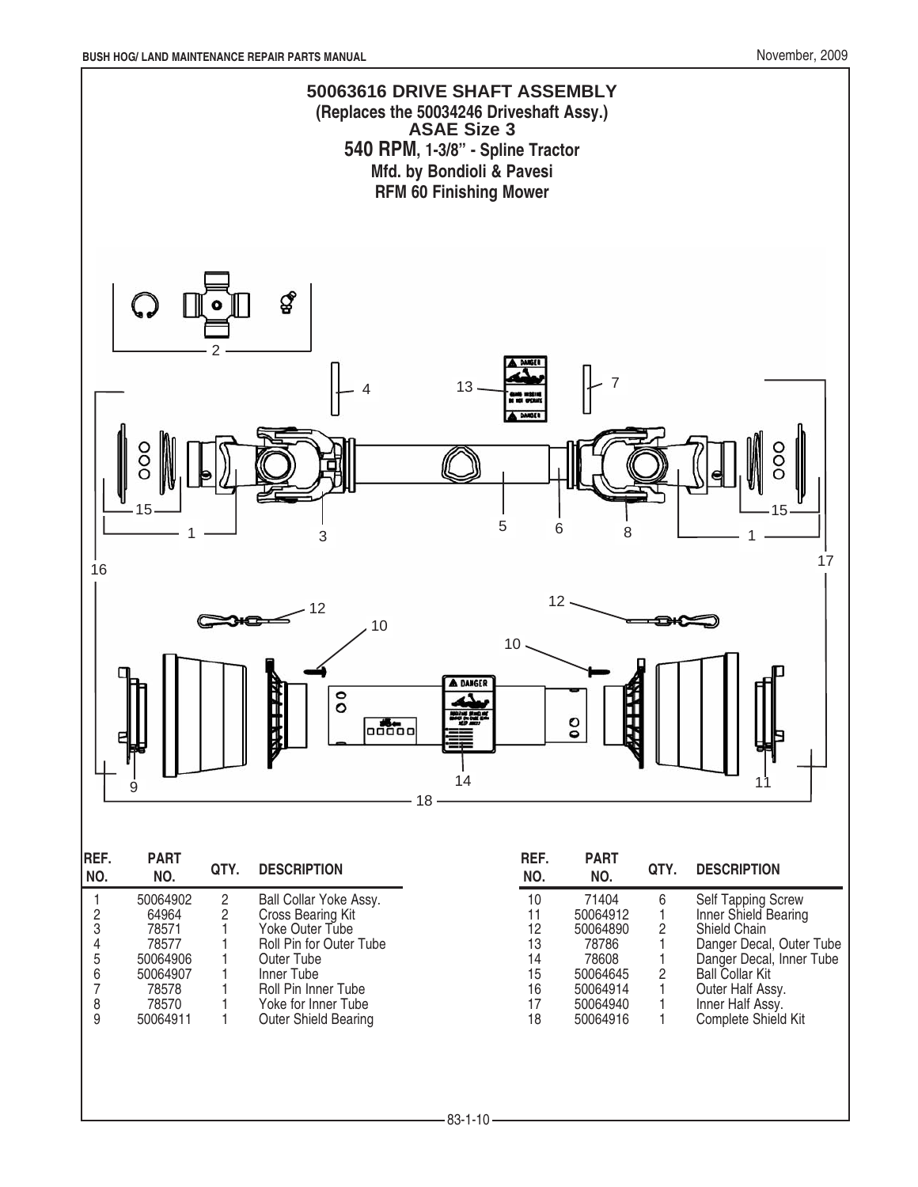# 50063616 DRIVE SHAFT ASSEMBLY

**(Replaces the 50034246 Driveshaft Assy.)**
**ASAE Size 3**
**540 RPM, 1-3/8" - Spline Tractor**
**Mfd. by Bondioli & Pavesi**
**RFM 60 Finishing Mower**

| REF. NO. | PART NO. | QTY. | DESCRIPTION |
|---|---|---|---|
| 1 | 50064902 | 2 | Ball Collar Yoke Assy. |
| 2 | 64964 | 2 | Cross Bearing Kit |
| 3 | 78571 | 1 | Yoke Outer Tube |
| 4 | 78577 | 1 | Roll Pin for Outer Tube |
| 5 | 50064906 | 1 | Outer Tube |
| 6 | 50064907 | 1 | Inner Tube |
| 7 | 78578 | 1 | Roll Pin Inner Tube |
| 8 | 78570 | 1 | Yoke for Inner Tube |
| 9 | 50064911 | 1 | Outer Shield Bearing |
| 10 | 71404 | 6 | Self Tapping Screw |
| 11 | 50064912 | 1 | Inner Shield Bearing |
| 12 | 50064890 | 2 | Shield Chain |
| 13 | 78786 | 1 | Danger Decal, Outer Tube |
| 14 | 78608 | 1 | Danger Decal, Inner Tube |
| 15 | 50064645 | 2 | Ball Collar Kit |
| 16 | 50064914 | 1 | Outer Half Assy. |
| 17 | 50064940 | 1 | Inner Half Assy. |
| 18 | 50064916 | 1 | Complete Shield Kit |